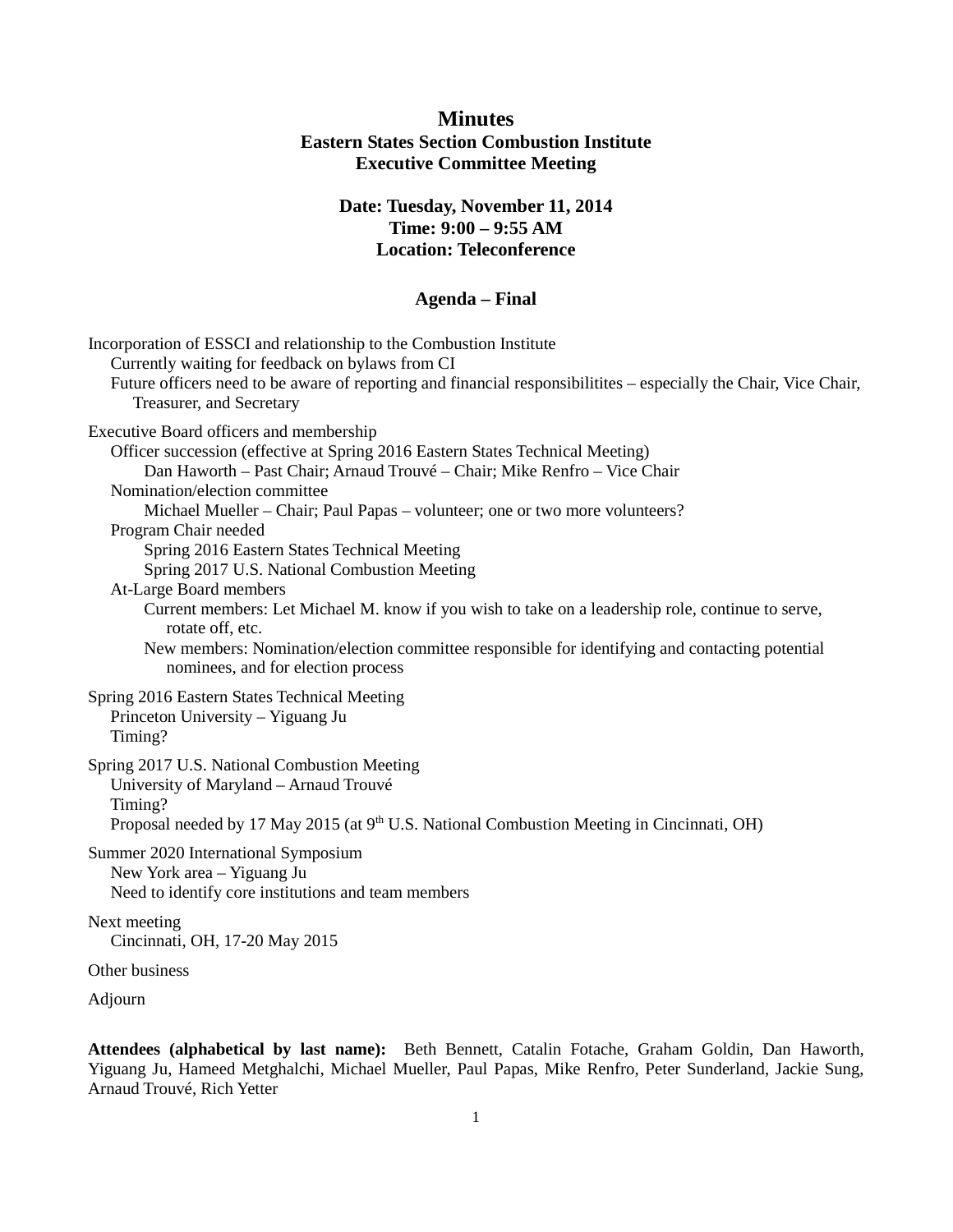# Minutes

## Eastern States Section Combustion Institute
## Executive Committee Meeting

**Date: Tuesday, November 11, 2014**
**Time: 9:00 – 9:55 AM**
**Location: Teleconference**

### Agenda – Final

- Incorporation of ESSCI and relationship to the Combustion Institute
  - Currently waiting for feedback on bylaws from CI
  - Future officers need to be aware of reporting and financial responsibilitites – especially the Chair, Vice Chair, Treasurer, and Secretary
- Executive Board officers and membership
  - Officer succession (effective at Spring 2016 Eastern States Technical Meeting)
    - Dan Haworth – Past Chair; Arnaud Trouvé – Chair; Mike Renfro – Vice Chair
  - Nomination/election committee
    - Michael Mueller – Chair; Paul Papas – volunteer; one or two more volunteers?
  - Program Chair needed
    - Spring 2016 Eastern States Technical Meeting
    - Spring 2017 U.S. National Combustion Meeting
  - At-Large Board members
    - Current members: Let Michael M. know if you wish to take on a leadership role, continue to serve, rotate off, etc.
    - New members: Nomination/election committee responsible for identifying and contacting potential nominees, and for election process
- Spring 2016 Eastern States Technical Meeting
  - Princeton University – Yiguang Ju
  - Timing?
- Spring 2017 U.S. National Combustion Meeting
  - University of Maryland – Arnaud Trouvé
  - Timing?
  - Proposal needed by 17 May 2015 (at 9th U.S. National Combustion Meeting in Cincinnati, OH)
- Summer 2020 International Symposium
  - New York area – Yiguang Ju
  - Need to identify core institutions and team members
- Next meeting
  - Cincinnati, OH, 17-20 May 2015
- Other business
- Adjourn

**Attendees (alphabetical by last name):** Beth Bennett, Catalin Fotache, Graham Goldin, Dan Haworth, Yiguang Ju, Hameed Metghalchi, Michael Mueller, Paul Papas, Mike Renfro, Peter Sunderland, Jackie Sung, Arnaud Trouvé, Rich Yetter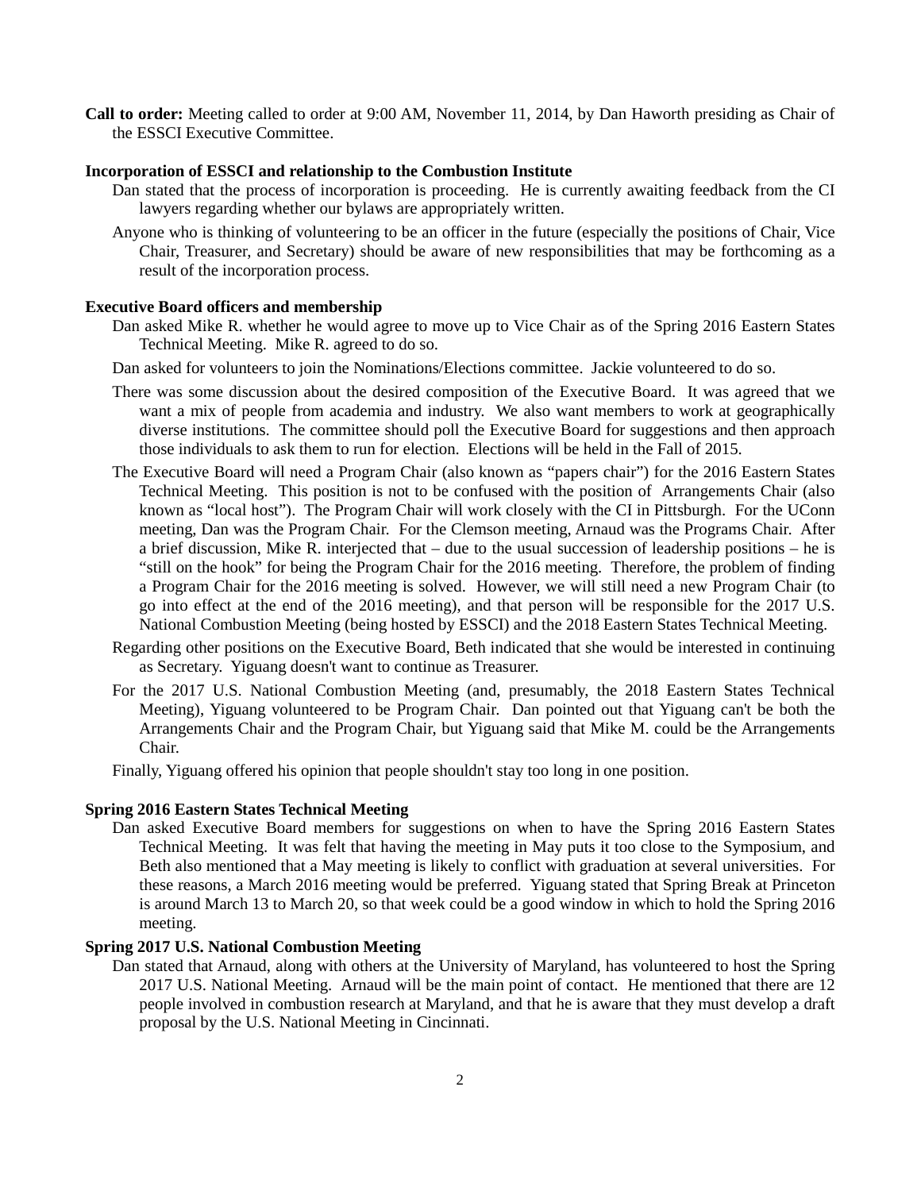**Call to order:** Meeting called to order at 9:00 AM, November 11, 2014, by Dan Haworth presiding as Chair of the ESSCI Executive Committee.

**Incorporation of ESSCI and relationship to the Combustion Institute**

Dan stated that the process of incorporation is proceeding. He is currently awaiting feedback from the CI lawyers regarding whether our bylaws are appropriately written.

Anyone who is thinking of volunteering to be an officer in the future (especially the positions of Chair, Vice Chair, Treasurer, and Secretary) should be aware of new responsibilities that may be forthcoming as a result of the incorporation process.

**Executive Board officers and membership**

Dan asked Mike R. whether he would agree to move up to Vice Chair as of the Spring 2016 Eastern States Technical Meeting. Mike R. agreed to do so.

Dan asked for volunteers to join the Nominations/Elections committee. Jackie volunteered to do so.

There was some discussion about the desired composition of the Executive Board. It was agreed that we want a mix of people from academia and industry. We also want members to work at geographically diverse institutions. The committee should poll the Executive Board for suggestions and then approach those individuals to ask them to run for election. Elections will be held in the Fall of 2015.

The Executive Board will need a Program Chair (also known as "papers chair") for the 2016 Eastern States Technical Meeting. This position is not to be confused with the position of Arrangements Chair (also known as "local host"). The Program Chair will work closely with the CI in Pittsburgh. For the UConn meeting, Dan was the Program Chair. For the Clemson meeting, Arnaud was the Programs Chair. After a brief discussion, Mike R. interjected that – due to the usual succession of leadership positions – he is "still on the hook" for being the Program Chair for the 2016 meeting. Therefore, the problem of finding a Program Chair for the 2016 meeting is solved. However, we will still need a new Program Chair (to go into effect at the end of the 2016 meeting), and that person will be responsible for the 2017 U.S. National Combustion Meeting (being hosted by ESSCI) and the 2018 Eastern States Technical Meeting.

Regarding other positions on the Executive Board, Beth indicated that she would be interested in continuing as Secretary. Yiguang doesn't want to continue as Treasurer.

For the 2017 U.S. National Combustion Meeting (and, presumably, the 2018 Eastern States Technical Meeting), Yiguang volunteered to be Program Chair. Dan pointed out that Yiguang can't be both the Arrangements Chair and the Program Chair, but Yiguang said that Mike M. could be the Arrangements Chair.

Finally, Yiguang offered his opinion that people shouldn't stay too long in one position.

**Spring 2016 Eastern States Technical Meeting**

Dan asked Executive Board members for suggestions on when to have the Spring 2016 Eastern States Technical Meeting. It was felt that having the meeting in May puts it too close to the Symposium, and Beth also mentioned that a May meeting is likely to conflict with graduation at several universities. For these reasons, a March 2016 meeting would be preferred. Yiguang stated that Spring Break at Princeton is around March 13 to March 20, so that week could be a good window in which to hold the Spring 2016 meeting.

**Spring 2017 U.S. National Combustion Meeting**

Dan stated that Arnaud, along with others at the University of Maryland, has volunteered to host the Spring 2017 U.S. National Meeting. Arnaud will be the main point of contact. He mentioned that there are 12 people involved in combustion research at Maryland, and that he is aware that they must develop a draft proposal by the U.S. National Meeting in Cincinnati.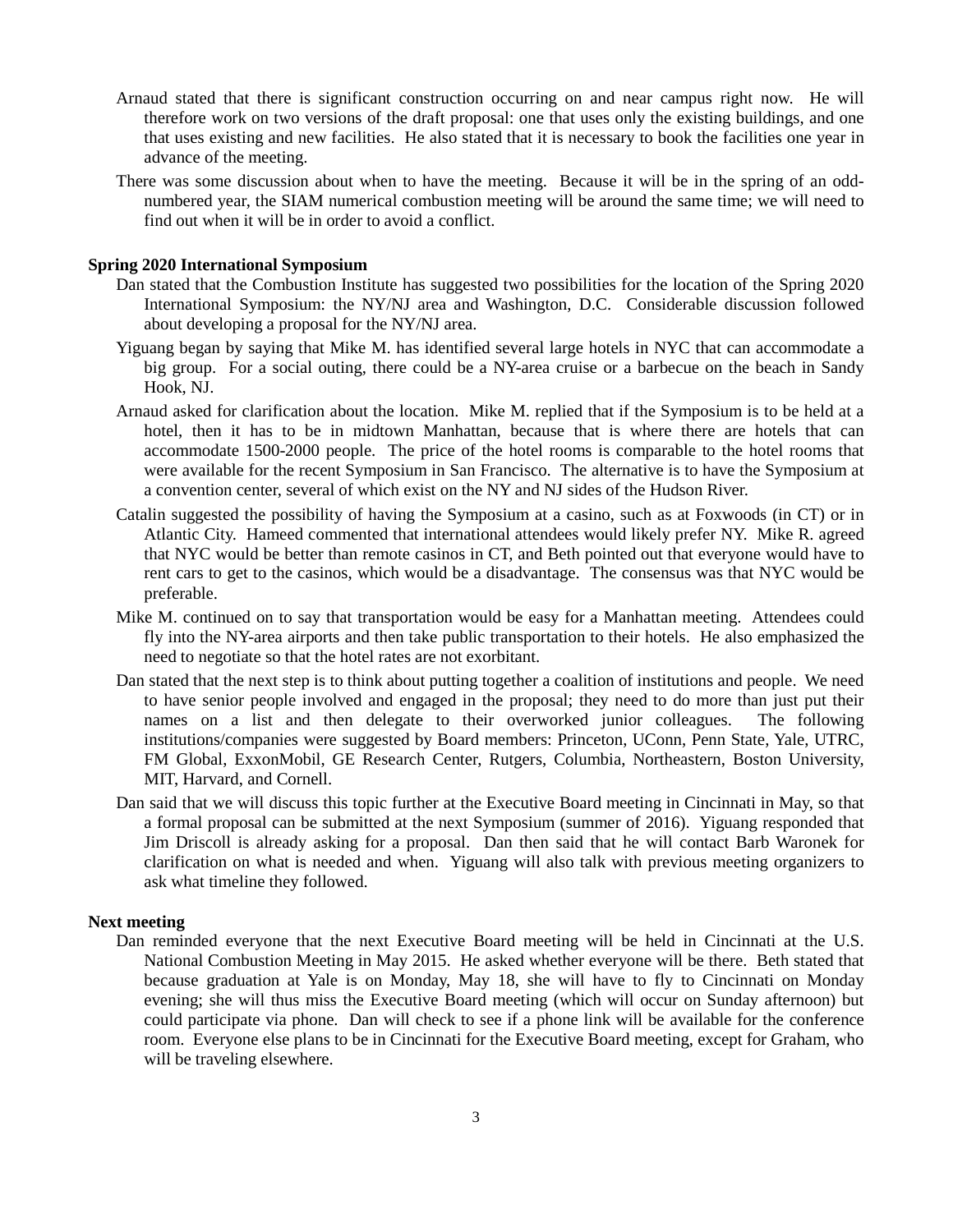Arnaud stated that there is significant construction occurring on and near campus right now. He will therefore work on two versions of the draft proposal: one that uses only the existing buildings, and one that uses existing and new facilities. He also stated that it is necessary to book the facilities one year in advance of the meeting.

There was some discussion about when to have the meeting. Because it will be in the spring of an odd-numbered year, the SIAM numerical combustion meeting will be around the same time; we will need to find out when it will be in order to avoid a conflict.

**Spring 2020 International Symposium**

Dan stated that the Combustion Institute has suggested two possibilities for the location of the Spring 2020 International Symposium: the NY/NJ area and Washington, D.C. Considerable discussion followed about developing a proposal for the NY/NJ area.

Yiguang began by saying that Mike M. has identified several large hotels in NYC that can accommodate a big group. For a social outing, there could be a NY-area cruise or a barbecue on the beach in Sandy Hook, NJ.

Arnaud asked for clarification about the location. Mike M. replied that if the Symposium is to be held at a hotel, then it has to be in midtown Manhattan, because that is where there are hotels that can accommodate 1500-2000 people. The price of the hotel rooms is comparable to the hotel rooms that were available for the recent Symposium in San Francisco. The alternative is to have the Symposium at a convention center, several of which exist on the NY and NJ sides of the Hudson River.

Catalin suggested the possibility of having the Symposium at a casino, such as at Foxwoods (in CT) or in Atlantic City. Hameed commented that international attendees would likely prefer NY. Mike R. agreed that NYC would be better than remote casinos in CT, and Beth pointed out that everyone would have to rent cars to get to the casinos, which would be a disadvantage. The consensus was that NYC would be preferable.

Mike M. continued on to say that transportation would be easy for a Manhattan meeting. Attendees could fly into the NY-area airports and then take public transportation to their hotels. He also emphasized the need to negotiate so that the hotel rates are not exorbitant.

Dan stated that the next step is to think about putting together a coalition of institutions and people. We need to have senior people involved and engaged in the proposal; they need to do more than just put their names on a list and then delegate to their overworked junior colleagues. The following institutions/companies were suggested by Board members: Princeton, UConn, Penn State, Yale, UTRC, FM Global, ExxonMobil, GE Research Center, Rutgers, Columbia, Northeastern, Boston University, MIT, Harvard, and Cornell.

Dan said that we will discuss this topic further at the Executive Board meeting in Cincinnati in May, so that a formal proposal can be submitted at the next Symposium (summer of 2016). Yiguang responded that Jim Driscoll is already asking for a proposal. Dan then said that he will contact Barb Waronek for clarification on what is needed and when. Yiguang will also talk with previous meeting organizers to ask what timeline they followed.

**Next meeting**

Dan reminded everyone that the next Executive Board meeting will be held in Cincinnati at the U.S. National Combustion Meeting in May 2015. He asked whether everyone will be there. Beth stated that because graduation at Yale is on Monday, May 18, she will have to fly to Cincinnati on Monday evening; she will thus miss the Executive Board meeting (which will occur on Sunday afternoon) but could participate via phone. Dan will check to see if a phone link will be available for the conference room. Everyone else plans to be in Cincinnati for the Executive Board meeting, except for Graham, who will be traveling elsewhere.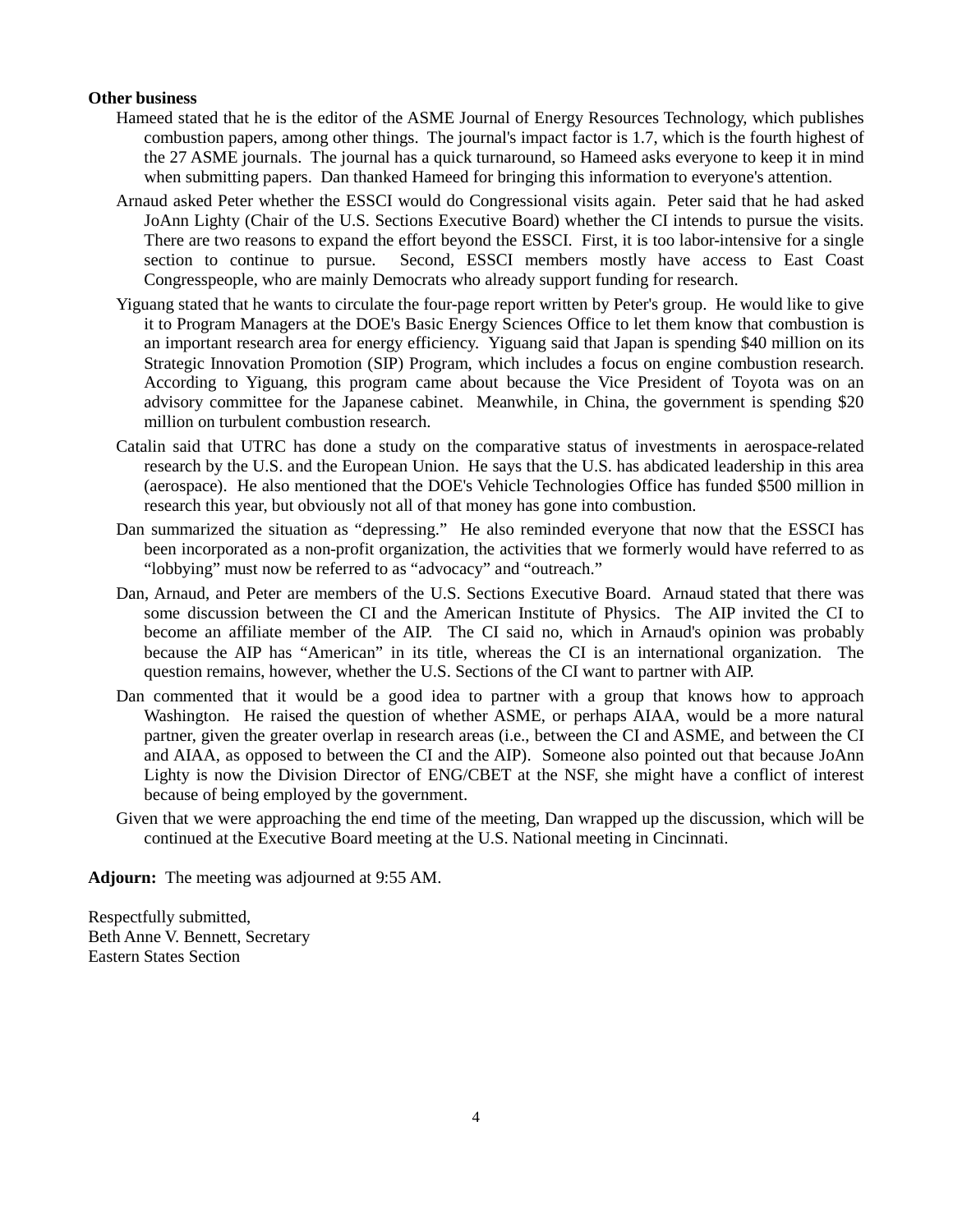**Other business**

Hameed stated that he is the editor of the ASME Journal of Energy Resources Technology, which publishes combustion papers, among other things. The journal's impact factor is 1.7, which is the fourth highest of the 27 ASME journals. The journal has a quick turnaround, so Hameed asks everyone to keep it in mind when submitting papers. Dan thanked Hameed for bringing this information to everyone's attention.

Arnaud asked Peter whether the ESSCI would do Congressional visits again. Peter said that he had asked JoAnn Lighty (Chair of the U.S. Sections Executive Board) whether the CI intends to pursue the visits. There are two reasons to expand the effort beyond the ESSCI. First, it is too labor-intensive for a single section to continue to pursue. Second, ESSCI members mostly have access to East Coast Congresspeople, who are mainly Democrats who already support funding for research.

Yiguang stated that he wants to circulate the four-page report written by Peter's group. He would like to give it to Program Managers at the DOE's Basic Energy Sciences Office to let them know that combustion is an important research area for energy efficiency. Yiguang said that Japan is spending $40 million on its Strategic Innovation Promotion (SIP) Program, which includes a focus on engine combustion research. According to Yiguang, this program came about because the Vice President of Toyota was on an advisory committee for the Japanese cabinet. Meanwhile, in China, the government is spending $20 million on turbulent combustion research.

Catalin said that UTRC has done a study on the comparative status of investments in aerospace-related research by the U.S. and the European Union. He says that the U.S. has abdicated leadership in this area (aerospace). He also mentioned that the DOE's Vehicle Technologies Office has funded $500 million in research this year, but obviously not all of that money has gone into combustion.

Dan summarized the situation as "depressing." He also reminded everyone that now that the ESSCI has been incorporated as a non-profit organization, the activities that we formerly would have referred to as "lobbying" must now be referred to as "advocacy" and "outreach."

Dan, Arnaud, and Peter are members of the U.S. Sections Executive Board. Arnaud stated that there was some discussion between the CI and the American Institute of Physics. The AIP invited the CI to become an affiliate member of the AIP. The CI said no, which in Arnaud's opinion was probably because the AIP has "American" in its title, whereas the CI is an international organization. The question remains, however, whether the U.S. Sections of the CI want to partner with AIP.

Dan commented that it would be a good idea to partner with a group that knows how to approach Washington. He raised the question of whether ASME, or perhaps AIAA, would be a more natural partner, given the greater overlap in research areas (i.e., between the CI and ASME, and between the CI and AIAA, as opposed to between the CI and the AIP). Someone also pointed out that because JoAnn Lighty is now the Division Director of ENG/CBET at the NSF, she might have a conflict of interest because of being employed by the government.

Given that we were approaching the end time of the meeting, Dan wrapped up the discussion, which will be continued at the Executive Board meeting at the U.S. National meeting in Cincinnati.

**Adjourn:** The meeting was adjourned at 9:55 AM.

Respectfully submitted,
Beth Anne V. Bennett, Secretary
Eastern States Section